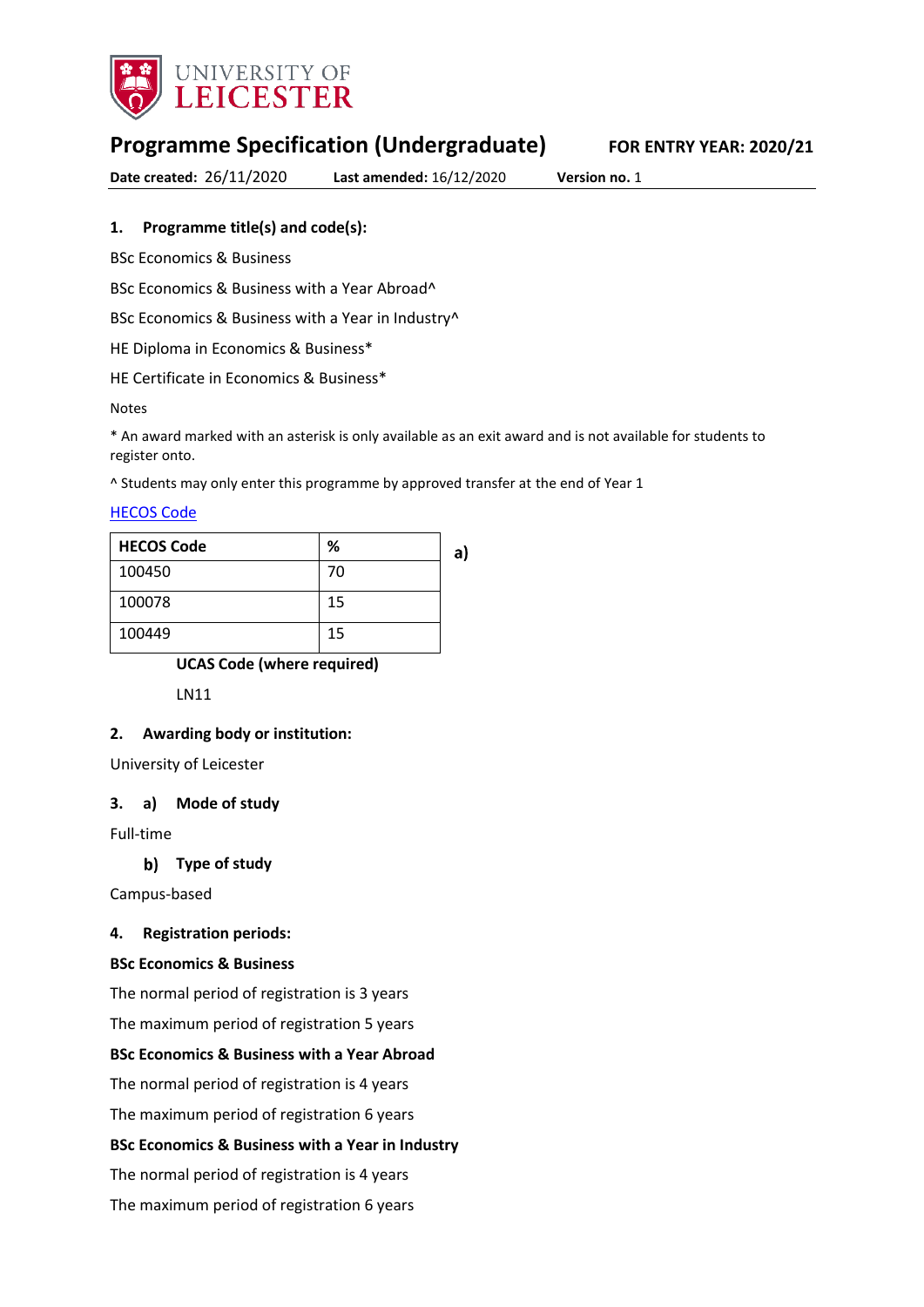UNIVERSITY OF LEICESTER

# Programme Specification (Undergraduate)

**FOR ENTRY YEAR: 2020/21**

**Date created:** 26/11/2020 **Last amended:** 16/12/2020 **Version no.** 1

## 1. Programme title(s) and code(s):

BSc Economics & Business

BSc Economics & Business with a Year Abroad^

BSc Economics & Business with a Year in Industry^

HE Diploma in Economics & Business*

HE Certificate in Economics & Business*

Notes

* An award marked with an asterisk is only available as an exit award and is not available for students to register onto.

^ Students may only enter this programme by approved transfer at the end of Year 1

HECOS Code

**a)**

| HECOS Code | % |
|---|---|
| 100450 | 70 |
| 100078 | 15 |
| 100449 | 15 |

**UCAS Code (where required)**

LN11

## 2. Awarding body or institution:

University of Leicester

## 3. a) Mode of study

Full-time

### b) Type of study

Campus-based

## 4. Registration periods:

**BSc Economics & Business**

The normal period of registration is 3 years

The maximum period of registration 5 years

**BSc Economics & Business with a Year Abroad**

The normal period of registration is 4 years

The maximum period of registration 6 years

**BSc Economics & Business with a Year in Industry**

The normal period of registration is 4 years

The maximum period of registration 6 years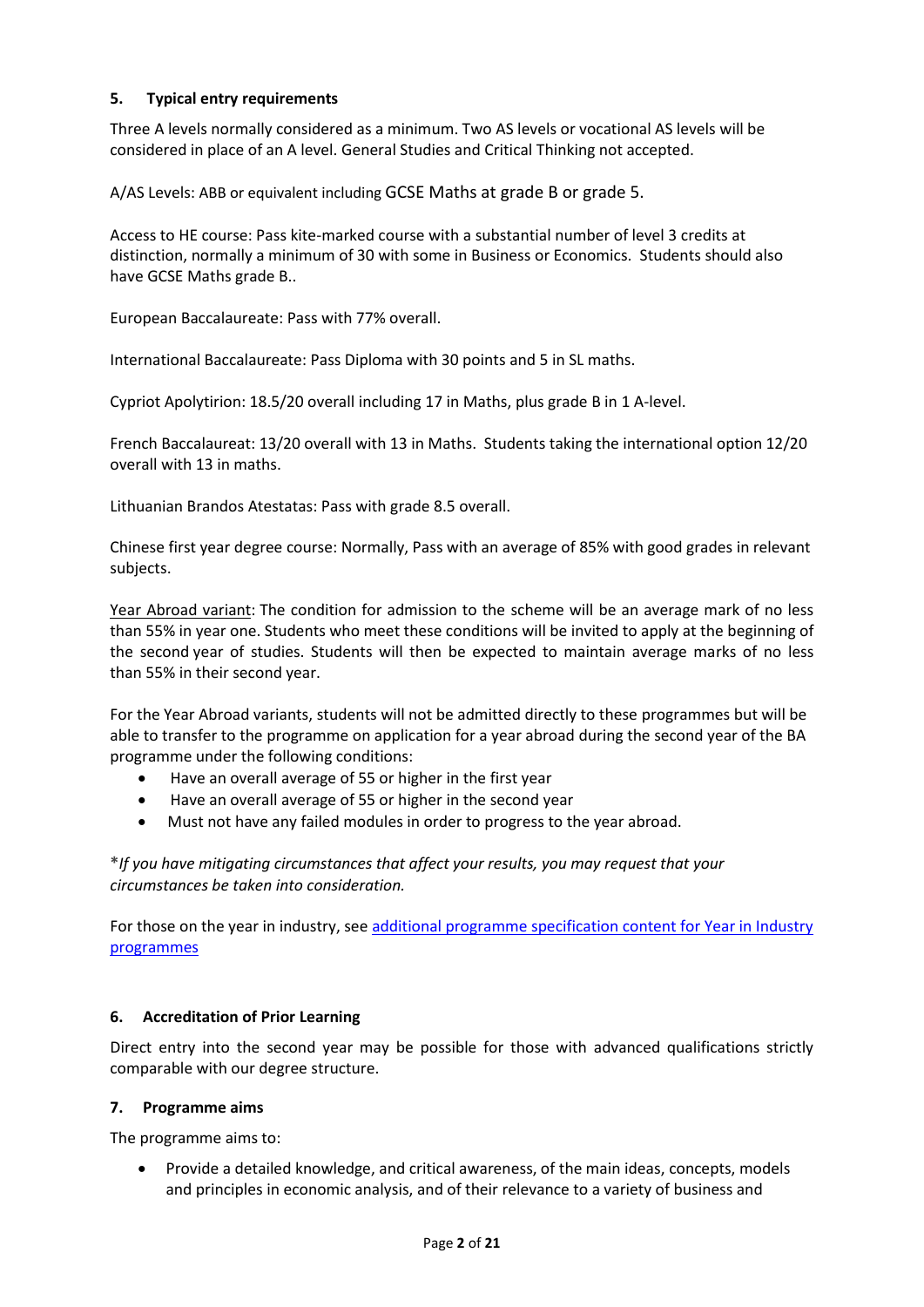### 5. Typical entry requirements

Three A levels normally considered as a minimum. Two AS levels or vocational AS levels will be considered in place of an A level. General Studies and Critical Thinking not accepted.

A/AS Levels: ABB or equivalent including GCSE Maths at grade B or grade 5.

Access to HE course: Pass kite-marked course with a substantial number of level 3 credits at distinction, normally a minimum of 30 with some in Business or Economics. Students should also have GCSE Maths grade B..

European Baccalaureate: Pass with 77% overall.

International Baccalaureate: Pass Diploma with 30 points and 5 in SL maths.

Cypriot Apolytirion: 18.5/20 overall including 17 in Maths, plus grade B in 1 A-level.

French Baccalaureat: 13/20 overall with 13 in Maths. Students taking the international option 12/20 overall with 13 in maths.

Lithuanian Brandos Atestatas: Pass with grade 8.5 overall.

Chinese first year degree course: Normally, Pass with an average of 85% with good grades in relevant subjects.

Year Abroad variant: The condition for admission to the scheme will be an average mark of no less than 55% in year one. Students who meet these conditions will be invited to apply at the beginning of the second year of studies. Students will then be expected to maintain average marks of no less than 55% in their second year.

For the Year Abroad variants, students will not be admitted directly to these programmes but will be able to transfer to the programme on application for a year abroad during the second year of the BA programme under the following conditions:

- Have an overall average of 55 or higher in the first year
- Have an overall average of 55 or higher in the second year
- Must not have any failed modules in order to progress to the year abroad.

**If you have mitigating circumstances that affect your results, you may request that your circumstances be taken into consideration.*

For those on the year in industry, see [additional programme specification content for Year in Industry programmes]()

### 6. Accreditation of Prior Learning

Direct entry into the second year may be possible for those with advanced qualifications strictly comparable with our degree structure.

### 7. Programme aims

The programme aims to:

- Provide a detailed knowledge, and critical awareness, of the main ideas, concepts, models and principles in economic analysis, and of their relevance to a variety of business and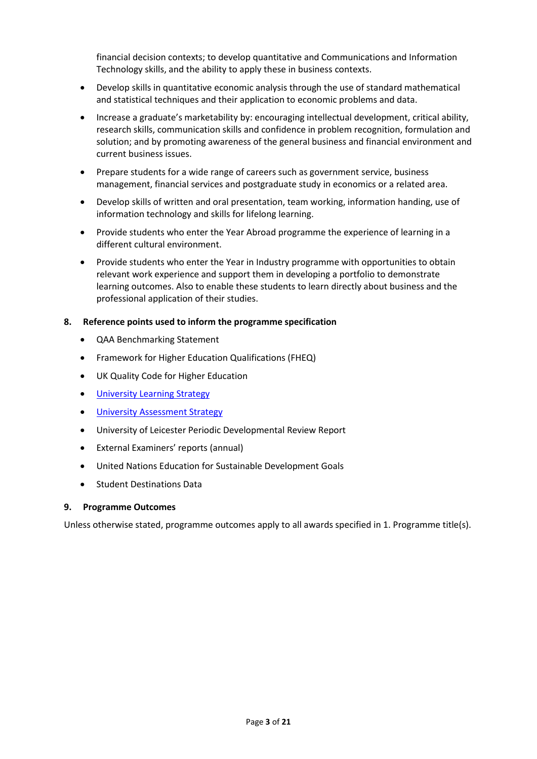financial decision contexts; to develop quantitative and Communications and Information Technology skills, and the ability to apply these in business contexts.

- Develop skills in quantitative economic analysis through the use of standard mathematical and statistical techniques and their application to economic problems and data.
- Increase a graduate's marketability by: encouraging intellectual development, critical ability, research skills, communication skills and confidence in problem recognition, formulation and solution; and by promoting awareness of the general business and financial environment and current business issues.
- Prepare students for a wide range of careers such as government service, business management, financial services and postgraduate study in economics or a related area.
- Develop skills of written and oral presentation, team working, information handing, use of information technology and skills for lifelong learning.
- Provide students who enter the Year Abroad programme the experience of learning in a different cultural environment.
- Provide students who enter the Year in Industry programme with opportunities to obtain relevant work experience and support them in developing a portfolio to demonstrate learning outcomes. Also to enable these students to learn directly about business and the professional application of their studies.

## 8. Reference points used to inform the programme specification

- QAA Benchmarking Statement
- Framework for Higher Education Qualifications (FHEQ)
- UK Quality Code for Higher Education
- University Learning Strategy
- University Assessment Strategy
- University of Leicester Periodic Developmental Review Report
- External Examiners' reports (annual)
- United Nations Education for Sustainable Development Goals
- Student Destinations Data

## 9. Programme Outcomes

Unless otherwise stated, programme outcomes apply to all awards specified in 1. Programme title(s).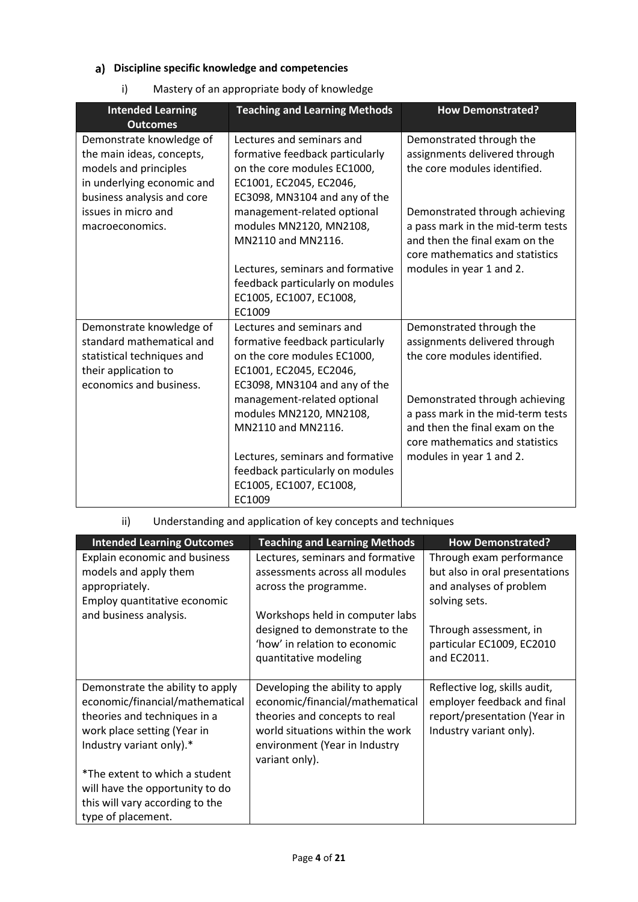### a) Discipline specific knowledge and competencies

i) Mastery of an appropriate body of knowledge

| Intended Learning Outcomes | Teaching and Learning Methods | How Demonstrated? |
| --- | --- | --- |
| Demonstrate knowledge of the main ideas, concepts, models and principles in underlying economic and business analysis and core issues in micro and macroeconomics. | Lectures and seminars and formative feedback particularly on the core modules EC1000, EC1001, EC2045, EC2046, EC3098, MN3104 and any of the management-related optional modules MN2120, MN2108, MN2110 and MN2116.<br><br>Lectures, seminars and formative feedback particularly on modules EC1005, EC1007, EC1008, EC1009 | Demonstrated through the assignments delivered through the core modules identified.<br><br>Demonstrated through achieving a pass mark in the mid-term tests and then the final exam on the core mathematics and statistics modules in year 1 and 2. |
| Demonstrate knowledge of standard mathematical and statistical techniques and their application to economics and business. | Lectures and seminars and formative feedback particularly on the core modules EC1000, EC1001, EC2045, EC2046, EC3098, MN3104 and any of the management-related optional modules MN2120, MN2108, MN2110 and MN2116.<br><br>Lectures, seminars and formative feedback particularly on modules EC1005, EC1007, EC1008, EC1009 | Demonstrated through the assignments delivered through the core modules identified.<br><br>Demonstrated through achieving a pass mark in the mid-term tests and then the final exam on the core mathematics and statistics modules in year 1 and 2. |

ii) Understanding and application of key concepts and techniques

| Intended Learning Outcomes | Teaching and Learning Methods | How Demonstrated? |
| --- | --- | --- |
| Explain economic and business models and apply them appropriately.<br>Employ quantitative economic and business analysis. | Lectures, seminars and formative assessments across all modules across the programme.<br><br>Workshops held in computer labs designed to demonstrate to the 'how' in relation to economic quantitative modeling | Through exam performance but also in oral presentations and analyses of problem solving sets.<br><br>Through assessment, in particular EC1009, EC2010 and EC2011. |
| Demonstrate the ability to apply economic/financial/mathematical theories and techniques in a work place setting (Year in Industry variant only).*<br><br>*The extent to which a student will have the opportunity to do this will vary according to the type of placement. | Developing the ability to apply economic/financial/mathematical theories and concepts to real world situations within the work environment (Year in Industry variant only). | Reflective log, skills audit, employer feedback and final report/presentation (Year in Industry variant only). |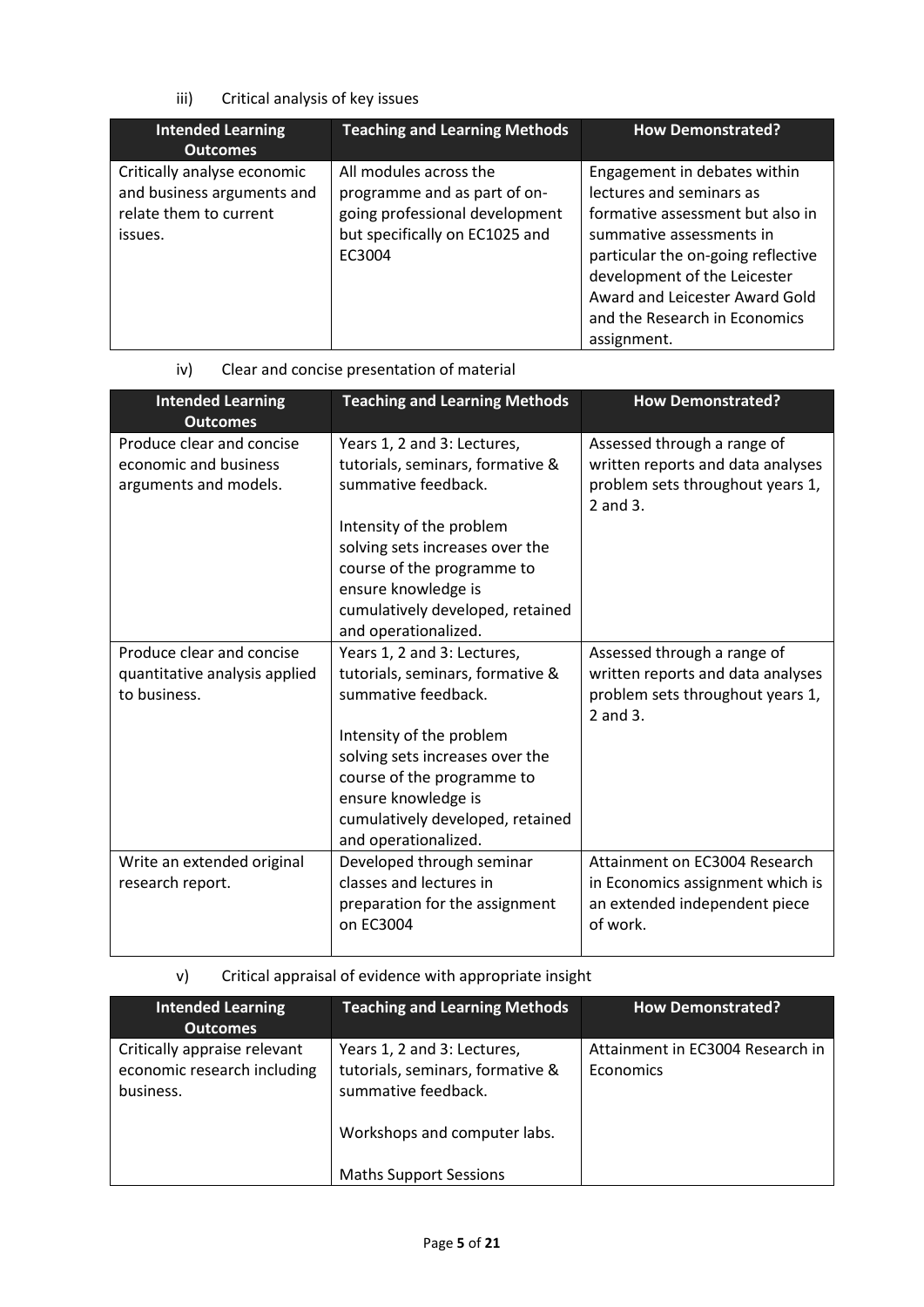iii) Critical analysis of key issues

| Intended Learning Outcomes | Teaching and Learning Methods | How Demonstrated? |
|---|---|---|
| Critically analyse economic and business arguments and relate them to current issues. | All modules across the programme and as part of on-going professional development but specifically on EC1025 and EC3004 | Engagement in debates within lectures and seminars as formative assessment but also in summative assessments in particular the on-going reflective development of the Leicester Award and Leicester Award Gold and the Research in Economics assignment. |

iv) Clear and concise presentation of material

| Intended Learning Outcomes | Teaching and Learning Methods | How Demonstrated? |
|---|---|---|
| Produce clear and concise economic and business arguments and models. | Years 1, 2 and 3: Lectures, tutorials, seminars, formative & summative feedback.<br><br>Intensity of the problem solving sets increases over the course of the programme to ensure knowledge is cumulatively developed, retained and operationalized. | Assessed through a range of written reports and data analyses problem sets throughout years 1, 2 and 3. |
| Produce clear and concise quantitative analysis applied to business. | Years 1, 2 and 3: Lectures, tutorials, seminars, formative & summative feedback.<br><br>Intensity of the problem solving sets increases over the course of the programme to ensure knowledge is cumulatively developed, retained and operationalized. | Assessed through a range of written reports and data analyses problem sets throughout years 1, 2 and 3. |
| Write an extended original research report. | Developed through seminar classes and lectures in preparation for the assignment on EC3004 | Attainment on EC3004 Research in Economics assignment which is an extended independent piece of work. |

v) Critical appraisal of evidence with appropriate insight

| Intended Learning Outcomes | Teaching and Learning Methods | How Demonstrated? |
|---|---|---|
| Critically appraise relevant economic research including business. | Years 1, 2 and 3: Lectures, tutorials, seminars, formative & summative feedback.<br><br>Workshops and computer labs.<br><br>Maths Support Sessions | Attainment in EC3004 Research in Economics |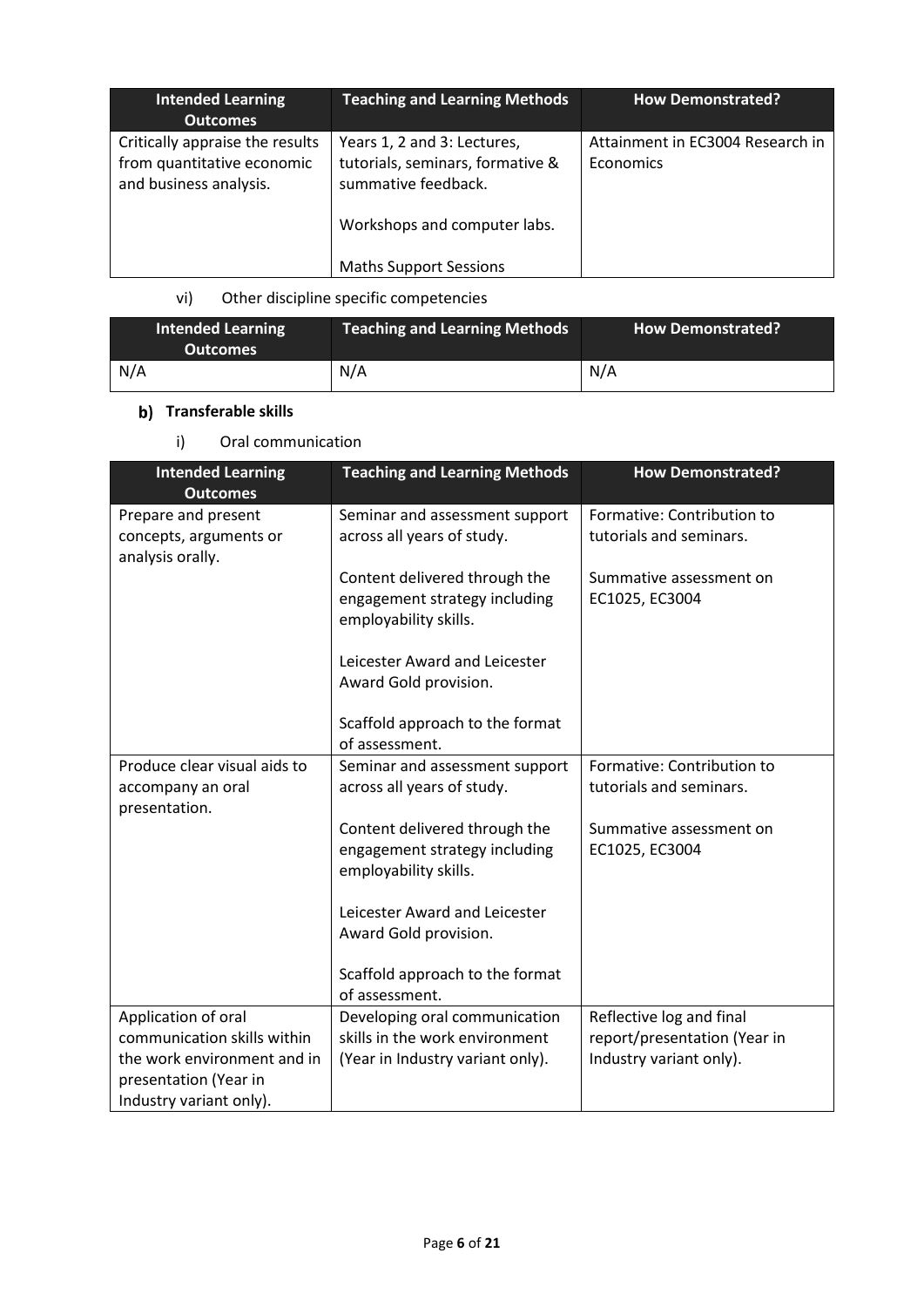| Intended Learning Outcomes | Teaching and Learning Methods | How Demonstrated? |
|---|---|---|
| Critically appraise the results from quantitative economic and business analysis. | Years 1, 2 and 3: Lectures, tutorials, seminars, formative & summative feedback.<br><br>Workshops and computer labs.<br><br>Maths Support Sessions | Attainment in EC3004 Research in Economics |

vi) Other discipline specific competencies

| Intended Learning Outcomes | Teaching and Learning Methods | How Demonstrated? |
|---|---|---|
| N/A | N/A | N/A |

### b) Transferable skills

i) Oral communication

| Intended Learning Outcomes | Teaching and Learning Methods | How Demonstrated? |
|---|---|---|
| Prepare and present concepts, arguments or analysis orally. | Seminar and assessment support across all years of study.<br><br>Content delivered through the engagement strategy including employability skills.<br><br>Leicester Award and Leicester Award Gold provision.<br><br>Scaffold approach to the format of assessment. | Formative: Contribution to tutorials and seminars.<br><br>Summative assessment on EC1025, EC3004 |
| Produce clear visual aids to accompany an oral presentation. | Seminar and assessment support across all years of study.<br><br>Content delivered through the engagement strategy including employability skills.<br><br>Leicester Award and Leicester Award Gold provision.<br><br>Scaffold approach to the format of assessment. | Formative: Contribution to tutorials and seminars.<br><br>Summative assessment on EC1025, EC3004 |
| Application of oral communication skills within the work environment and in presentation (Year in Industry variant only). | Developing oral communication skills in the work environment (Year in Industry variant only). | Reflective log and final report/presentation (Year in Industry variant only). |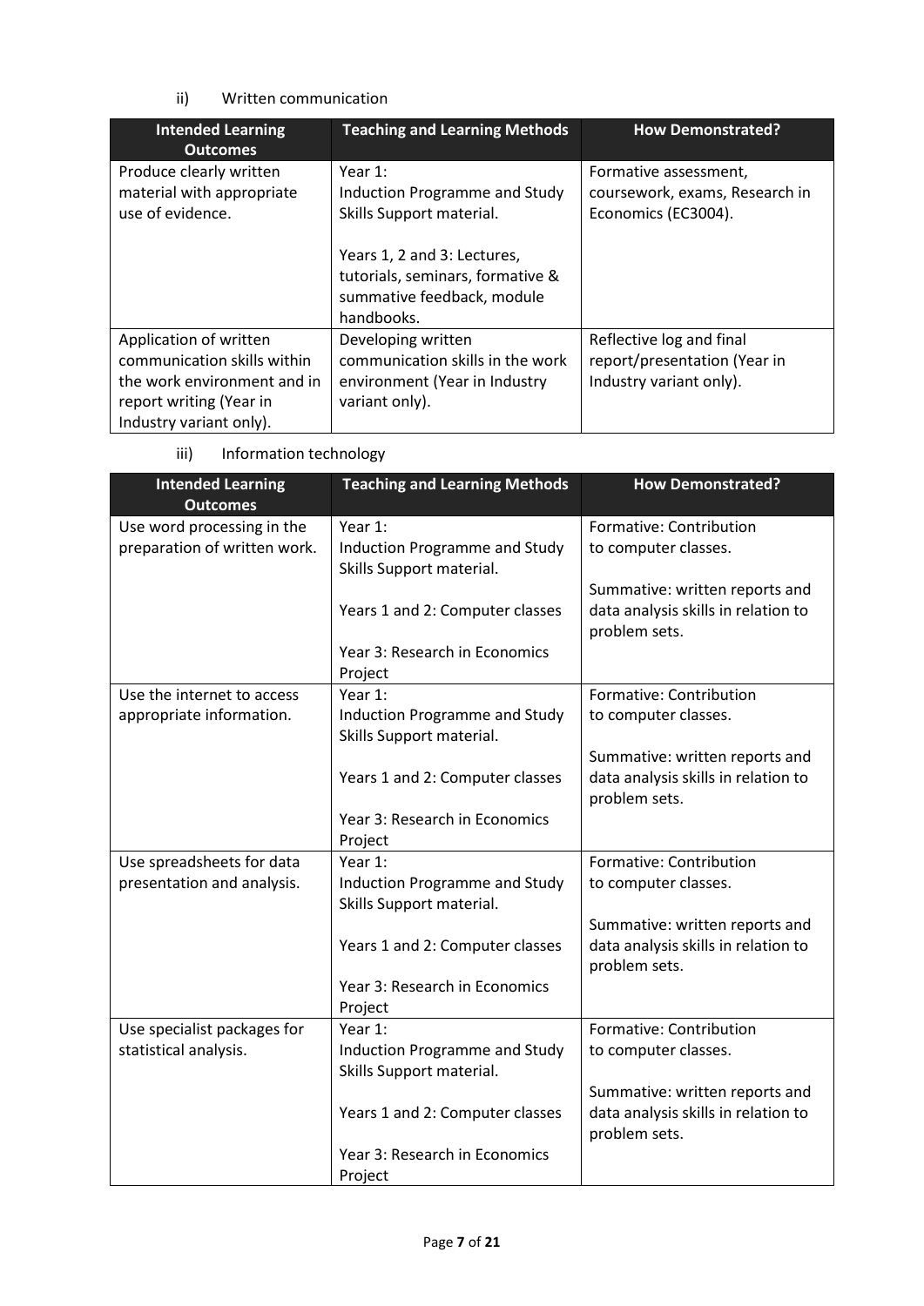ii) Written communication

| Intended Learning Outcomes | Teaching and Learning Methods | How Demonstrated? |
| --- | --- | --- |
| Produce clearly written material with appropriate use of evidence. | Year 1: Induction Programme and Study Skills Support material.<br><br>Years 1, 2 and 3: Lectures, tutorials, seminars, formative & summative feedback, module handbooks. | Formative assessment, coursework, exams, Research in Economics (EC3004). |
| Application of written communication skills within the work environment and in report writing (Year in Industry variant only). | Developing written communication skills in the work environment (Year in Industry variant only). | Reflective log and final report/presentation (Year in Industry variant only). |

iii) Information technology

| Intended Learning Outcomes | Teaching and Learning Methods | How Demonstrated? |
| --- | --- | --- |
| Use word processing in the preparation of written work. | Year 1: Induction Programme and Study Skills Support material.<br><br>Years 1 and 2: Computer classes<br><br>Year 3: Research in Economics Project | Formative: Contribution to computer classes.<br><br>Summative: written reports and data analysis skills in relation to problem sets. |
| Use the internet to access appropriate information. | Year 1: Induction Programme and Study Skills Support material.<br><br>Years 1 and 2: Computer classes<br><br>Year 3: Research in Economics Project | Formative: Contribution to computer classes.<br><br>Summative: written reports and data analysis skills in relation to problem sets. |
| Use spreadsheets for data presentation and analysis. | Year 1: Induction Programme and Study Skills Support material.<br><br>Years 1 and 2: Computer classes<br><br>Year 3: Research in Economics Project | Formative: Contribution to computer classes.<br><br>Summative: written reports and data analysis skills in relation to problem sets. |
| Use specialist packages for statistical analysis. | Year 1: Induction Programme and Study Skills Support material.<br><br>Years 1 and 2: Computer classes<br><br>Year 3: Research in Economics Project | Formative: Contribution to computer classes.<br><br>Summative: written reports and data analysis skills in relation to problem sets. |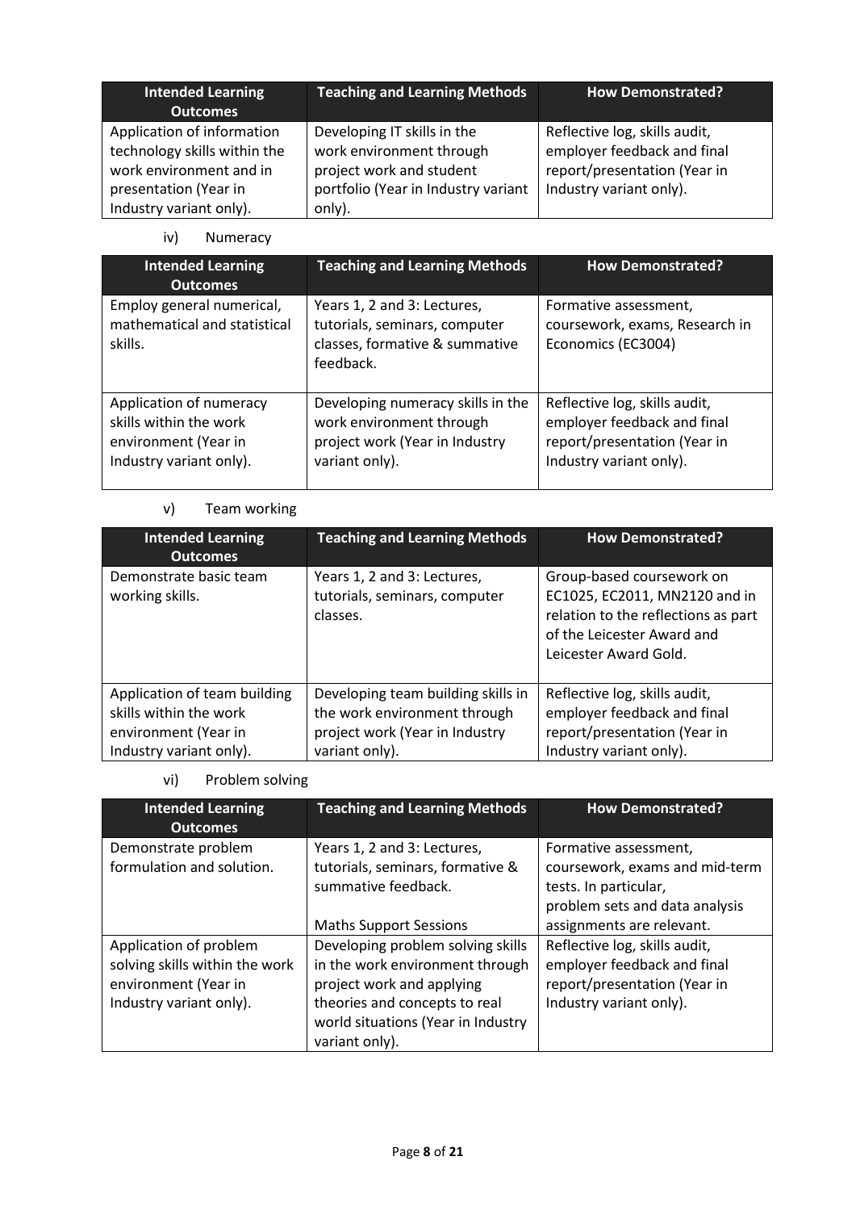| Intended Learning Outcomes | Teaching and Learning Methods | How Demonstrated? |
|---|---|---|
| Application of information technology skills within the work environment and in presentation (Year in Industry variant only). | Developing IT skills in the work environment through project work and student portfolio (Year in Industry variant only). | Reflective log, skills audit, employer feedback and final report/presentation (Year in Industry variant only). |

iv) Numeracy

| Intended Learning Outcomes | Teaching and Learning Methods | How Demonstrated? |
|---|---|---|
| Employ general numerical, mathematical and statistical skills. | Years 1, 2 and 3: Lectures, tutorials, seminars, computer classes, formative & summative feedback. | Formative assessment, coursework, exams, Research in Economics (EC3004) |
| Application of numeracy skills within the work environment (Year in Industry variant only). | Developing numeracy skills in the work environment through project work (Year in Industry variant only). | Reflective log, skills audit, employer feedback and final report/presentation (Year in Industry variant only). |

v) Team working

| Intended Learning Outcomes | Teaching and Learning Methods | How Demonstrated? |
|---|---|---|
| Demonstrate basic team working skills. | Years 1, 2 and 3: Lectures, tutorials, seminars, computer classes. | Group-based coursework on EC1025, EC2011, MN2120 and in relation to the reflections as part of the Leicester Award and Leicester Award Gold. |
| Application of team building skills within the work environment (Year in Industry variant only). | Developing team building skills in the work environment through project work (Year in Industry variant only). | Reflective log, skills audit, employer feedback and final report/presentation (Year in Industry variant only). |

vi) Problem solving

| Intended Learning Outcomes | Teaching and Learning Methods | How Demonstrated? |
|---|---|---|
| Demonstrate problem formulation and solution. | Years 1, 2 and 3: Lectures, tutorials, seminars, formative & summative feedback.<br><br>Maths Support Sessions | Formative assessment, coursework, exams and mid-term tests. In particular, problem sets and data analysis assignments are relevant. |
| Application of problem solving skills within the work environment (Year in Industry variant only). | Developing problem solving skills in the work environment through project work and applying theories and concepts to real world situations (Year in Industry variant only). | Reflective log, skills audit, employer feedback and final report/presentation (Year in Industry variant only). |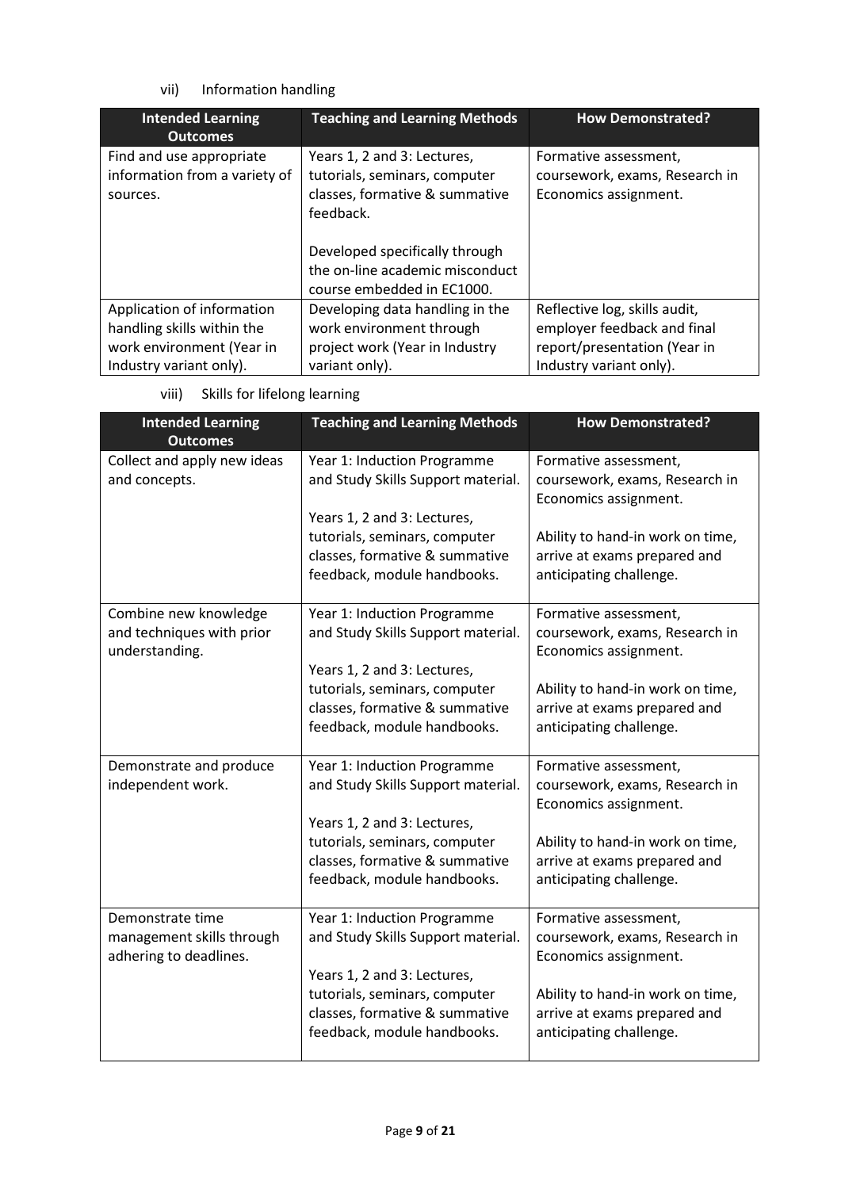vii) Information handling

| Intended Learning Outcomes | Teaching and Learning Methods | How Demonstrated? |
|---|---|---|
| Find and use appropriate information from a variety of sources. | Years 1, 2 and 3: Lectures, tutorials, seminars, computer classes, formative & summative feedback.<br><br>Developed specifically through the on-line academic misconduct course embedded in EC1000. | Formative assessment, coursework, exams, Research in Economics assignment. |
| Application of information handling skills within the work environment (Year in Industry variant only). | Developing data handling in the work environment through project work (Year in Industry variant only). | Reflective log, skills audit, employer feedback and final report/presentation (Year in Industry variant only). |

viii) Skills for lifelong learning

| Intended Learning Outcomes | Teaching and Learning Methods | How Demonstrated? |
|---|---|---|
| Collect and apply new ideas and concepts. | Year 1: Induction Programme and Study Skills Support material.<br><br>Years 1, 2 and 3: Lectures, tutorials, seminars, computer classes, formative & summative feedback, module handbooks. | Formative assessment, coursework, exams, Research in Economics assignment.<br><br>Ability to hand-in work on time, arrive at exams prepared and anticipating challenge. |
| Combine new knowledge and techniques with prior understanding. | Year 1: Induction Programme and Study Skills Support material.<br><br>Years 1, 2 and 3: Lectures, tutorials, seminars, computer classes, formative & summative feedback, module handbooks. | Formative assessment, coursework, exams, Research in Economics assignment.<br><br>Ability to hand-in work on time, arrive at exams prepared and anticipating challenge. |
| Demonstrate and produce independent work. | Year 1: Induction Programme and Study Skills Support material.<br><br>Years 1, 2 and 3: Lectures, tutorials, seminars, computer classes, formative & summative feedback, module handbooks. | Formative assessment, coursework, exams, Research in Economics assignment.<br><br>Ability to hand-in work on time, arrive at exams prepared and anticipating challenge. |
| Demonstrate time management skills through adhering to deadlines. | Year 1: Induction Programme and Study Skills Support material.<br><br>Years 1, 2 and 3: Lectures, tutorials, seminars, computer classes, formative & summative feedback, module handbooks. | Formative assessment, coursework, exams, Research in Economics assignment.<br><br>Ability to hand-in work on time, arrive at exams prepared and anticipating challenge. |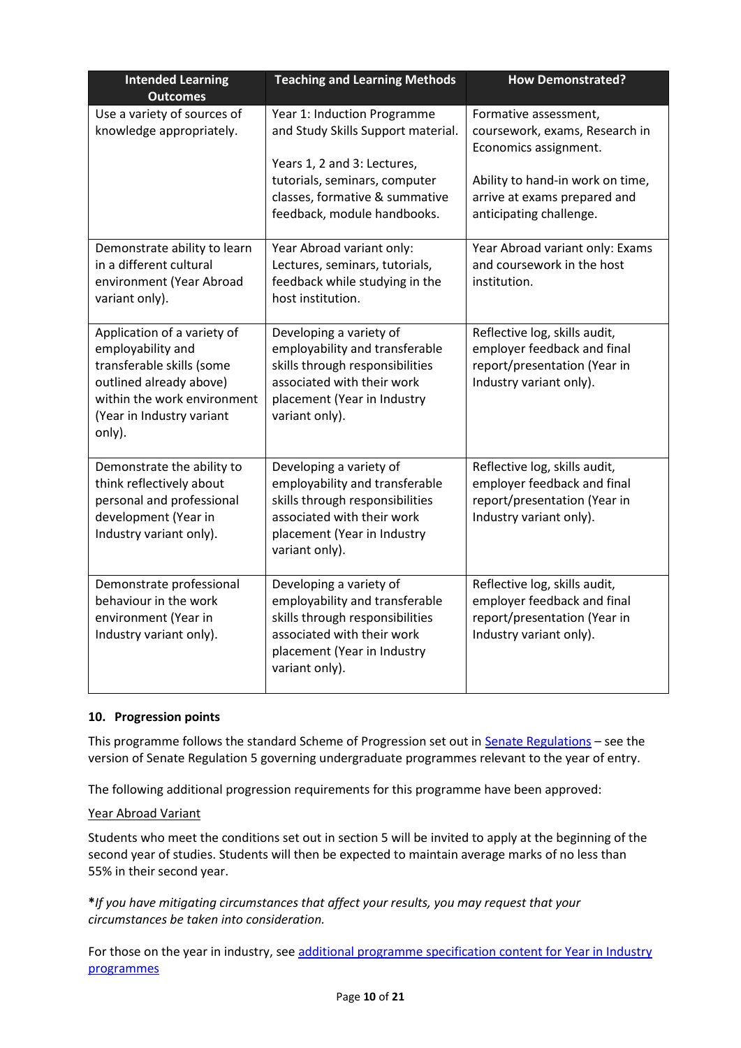| Intended Learning Outcomes | Teaching and Learning Methods | How Demonstrated? |
|---|---|---|
| Use a variety of sources of knowledge appropriately. | Year 1: Induction Programme and Study Skills Support material.<br><br>Years 1, 2 and 3: Lectures, tutorials, seminars, computer classes, formative & summative feedback, module handbooks. | Formative assessment, coursework, exams, Research in Economics assignment.<br><br>Ability to hand-in work on time, arrive at exams prepared and anticipating challenge. |
| Demonstrate ability to learn in a different cultural environment (Year Abroad variant only). | Year Abroad variant only: Lectures, seminars, tutorials, feedback while studying in the host institution. | Year Abroad variant only: Exams and coursework in the host institution. |
| Application of a variety of employability and transferable skills (some outlined already above) within the work environment (Year in Industry variant only). | Developing a variety of employability and transferable skills through responsibilities associated with their work placement (Year in Industry variant only). | Reflective log, skills audit, employer feedback and final report/presentation (Year in Industry variant only). |
| Demonstrate the ability to think reflectively about personal and professional development (Year in Industry variant only). | Developing a variety of employability and transferable skills through responsibilities associated with their work placement (Year in Industry variant only). | Reflective log, skills audit, employer feedback and final report/presentation (Year in Industry variant only). |
| Demonstrate professional behaviour in the work environment (Year in Industry variant only). | Developing a variety of employability and transferable skills through responsibilities associated with their work placement (Year in Industry variant only). | Reflective log, skills audit, employer feedback and final report/presentation (Year in Industry variant only). |

### 10. Progression points

This programme follows the standard Scheme of Progression set out in [Senate Regulations](#) – see the version of Senate Regulation 5 governing undergraduate programmes relevant to the year of entry.

The following additional progression requirements for this programme have been approved:

<u>Year Abroad Variant</u>

Students who meet the conditions set out in section 5 will be invited to apply at the beginning of the second year of studies. Students will then be expected to maintain average marks of no less than 55% in their second year.

***If you have mitigating circumstances that affect your results, you may request that your circumstances be taken into consideration.***

For those on the year in industry, see [additional programme specification content for Year in Industry programmes](#)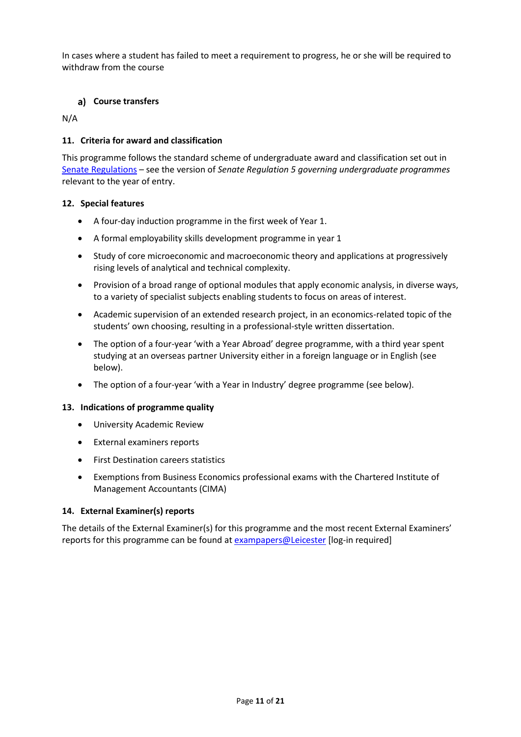In cases where a student has failed to meet a requirement to progress, he or she will be required to withdraw from the course

#### a) Course transfers

N/A

### 11. Criteria for award and classification

This programme follows the standard scheme of undergraduate award and classification set out in Senate Regulations – see the version of *Senate Regulation 5 governing undergraduate programmes* relevant to the year of entry.

### 12. Special features

- A four-day induction programme in the first week of Year 1.
- A formal employability skills development programme in year 1
- Study of core microeconomic and macroeconomic theory and applications at progressively rising levels of analytical and technical complexity.
- Provision of a broad range of optional modules that apply economic analysis, in diverse ways, to a variety of specialist subjects enabling students to focus on areas of interest.
- Academic supervision of an extended research project, in an economics-related topic of the students' own choosing, resulting in a professional-style written dissertation.
- The option of a four-year 'with a Year Abroad' degree programme, with a third year spent studying at an overseas partner University either in a foreign language or in English (see below).
- The option of a four-year 'with a Year in Industry' degree programme (see below).

### 13. Indications of programme quality

- University Academic Review
- External examiners reports
- First Destination careers statistics
- Exemptions from Business Economics professional exams with the Chartered Institute of Management Accountants (CIMA)

### 14. External Examiner(s) reports

The details of the External Examiner(s) for this programme and the most recent External Examiners' reports for this programme can be found at exampapers@Leicester [log-in required]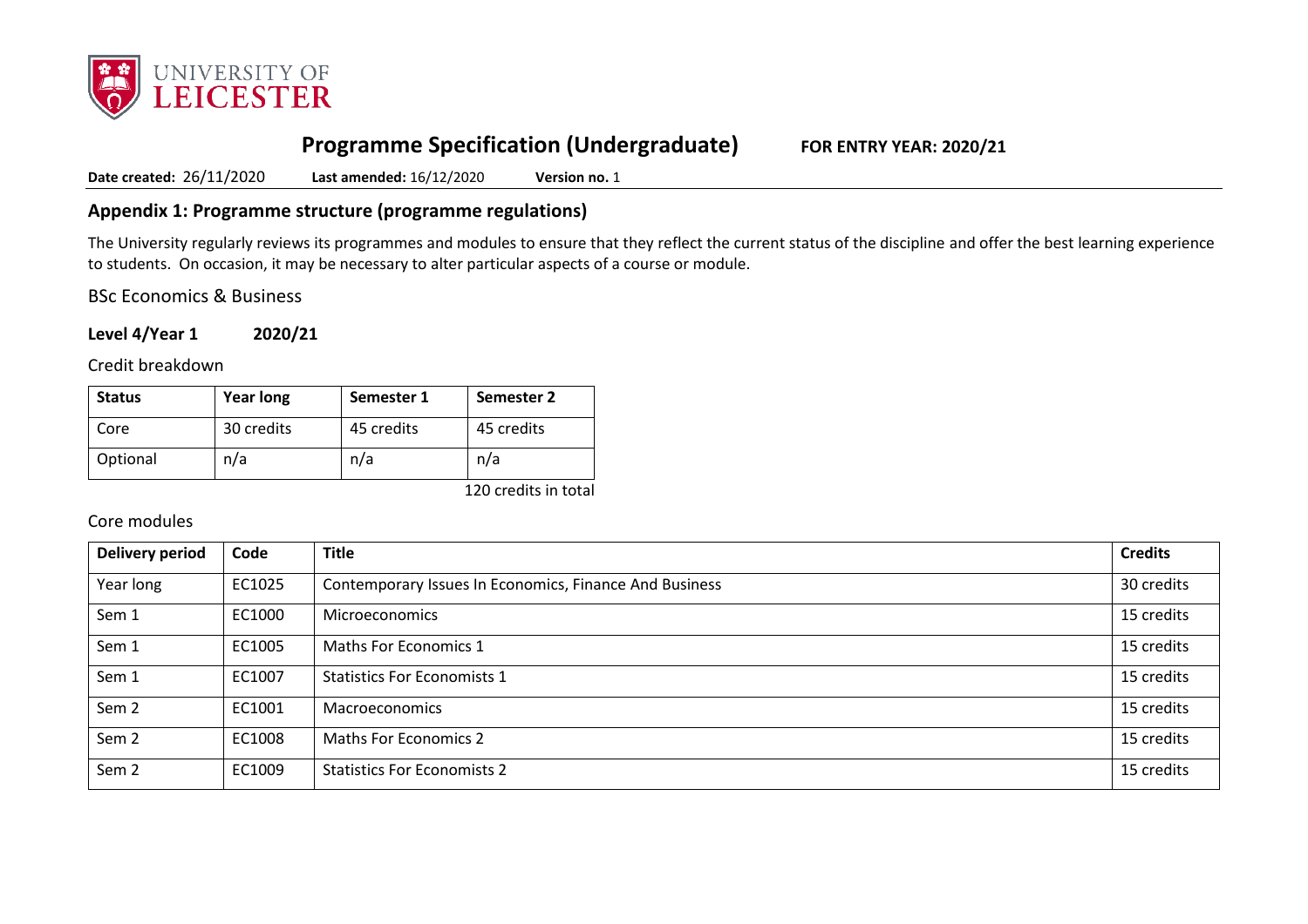# Programme Specification (Undergraduate) FOR ENTRY YEAR: 2020/21

**Date created:** 26/11/2020 **Last amended:** 16/12/2020 **Version no.** 1

## Appendix 1: Programme structure (programme regulations)

The University regularly reviews its programmes and modules to ensure that they reflect the current status of the discipline and offer the best learning experience to students. On occasion, it may be necessary to alter particular aspects of a course or module.

BSc Economics & Business

**Level 4/Year 1 2020/21**

Credit breakdown

| Status | Year long | Semester 1 | Semester 2 |
|---|---|---|---|
| Core | 30 credits | 45 credits | 45 credits |
| Optional | n/a | n/a | n/a |

120 credits in total

Core modules

| Delivery period | Code | Title | Credits |
|---|---|---|---|
| Year long | EC1025 | Contemporary Issues In Economics, Finance And Business | 30 credits |
| Sem 1 | EC1000 | Microeconomics | 15 credits |
| Sem 1 | EC1005 | Maths For Economics 1 | 15 credits |
| Sem 1 | EC1007 | Statistics For Economists 1 | 15 credits |
| Sem 2 | EC1001 | Macroeconomics | 15 credits |
| Sem 2 | EC1008 | Maths For Economics 2 | 15 credits |
| Sem 2 | EC1009 | Statistics For Economists 2 | 15 credits |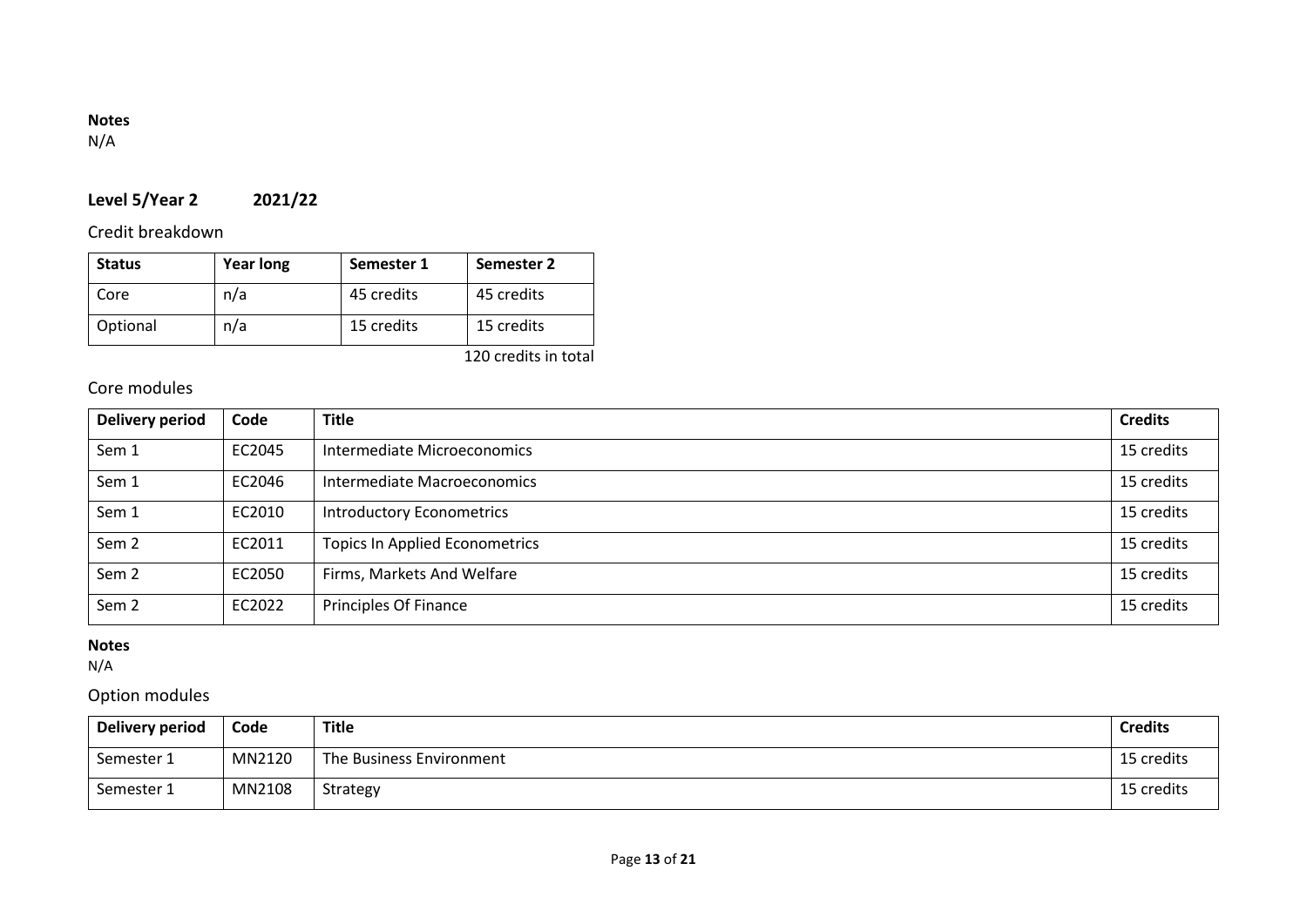**Notes**
N/A

## Level 5/Year 2 2021/22

### Credit breakdown

| Status | Year long | Semester 1 | Semester 2 |
|---|---|---|---|
| Core | n/a | 45 credits | 45 credits |
| Optional | n/a | 15 credits | 15 credits |

120 credits in total

### Core modules

| Delivery period | Code | Title | Credits |
|---|---|---|---|
| Sem 1 | EC2045 | Intermediate Microeconomics | 15 credits |
| Sem 1 | EC2046 | Intermediate Macroeconomics | 15 credits |
| Sem 1 | EC2010 | Introductory Econometrics | 15 credits |
| Sem 2 | EC2011 | Topics In Applied Econometrics | 15 credits |
| Sem 2 | EC2050 | Firms, Markets And Welfare | 15 credits |
| Sem 2 | EC2022 | Principles Of Finance | 15 credits |

**Notes**
N/A

### Option modules

| Delivery period | Code | Title | Credits |
|---|---|---|---|
| Semester 1 | MN2120 | The Business Environment | 15 credits |
| Semester 1 | MN2108 | Strategy | 15 credits |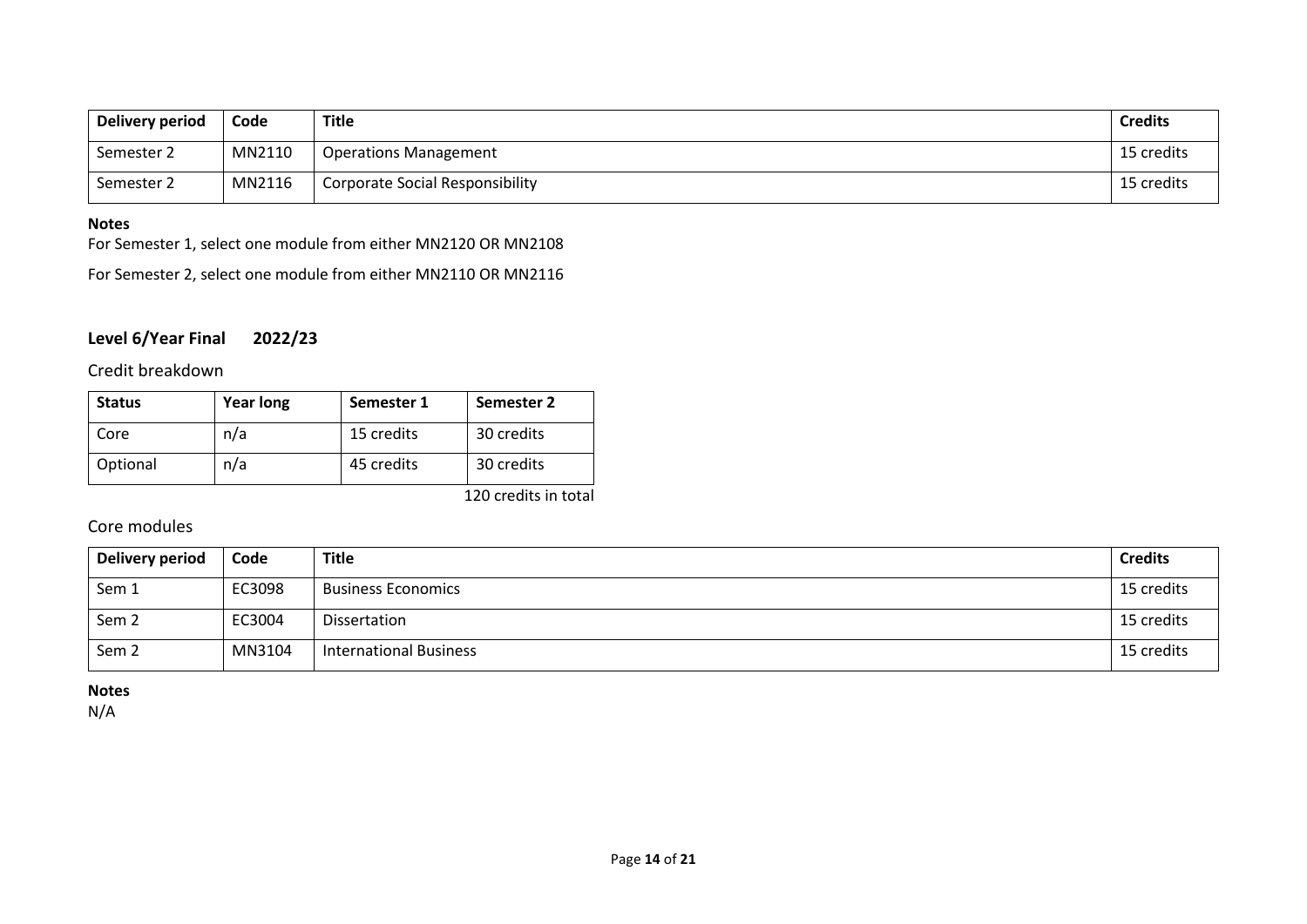| Delivery period | Code | Title | Credits |
|---|---|---|---|
| Semester 2 | MN2110 | Operations Management | 15 credits |
| Semester 2 | MN2116 | Corporate Social Responsibility | 15 credits |

**Notes**

For Semester 1, select one module from either MN2120 OR MN2108

For Semester 2, select one module from either MN2110 OR MN2116

## Level 6/Year Final    2022/23

### Credit breakdown

| Status | Year long | Semester 1 | Semester 2 |
|---|---|---|---|
| Core | n/a | 15 credits | 30 credits |
| Optional | n/a | 45 credits | 30 credits |

120 credits in total

### Core modules

| Delivery period | Code | Title | Credits |
|---|---|---|---|
| Sem 1 | EC3098 | Business Economics | 15 credits |
| Sem 2 | EC3004 | Dissertation | 15 credits |
| Sem 2 | MN3104 | International Business | 15 credits |

**Notes**

N/A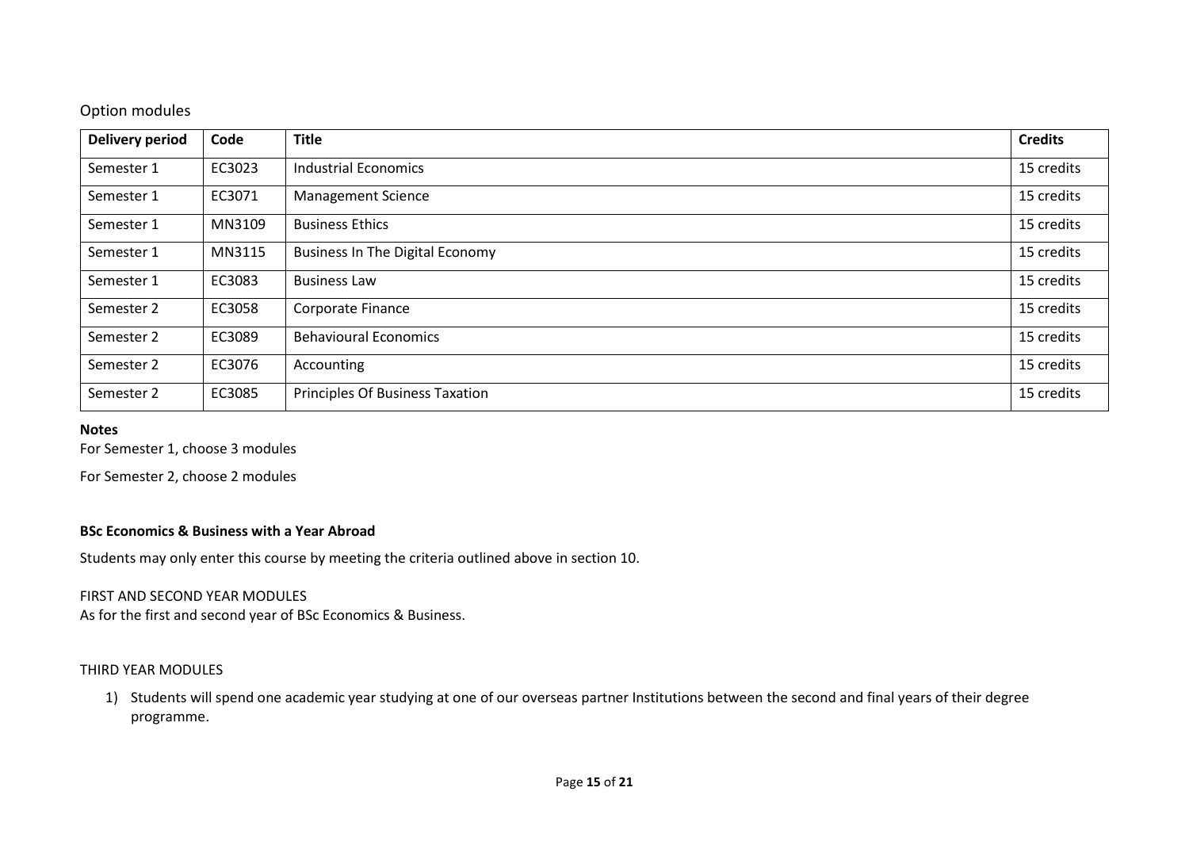Option modules

| Delivery period | Code | Title | Credits |
|---|---|---|---|
| Semester 1 | EC3023 | Industrial Economics | 15 credits |
| Semester 1 | EC3071 | Management Science | 15 credits |
| Semester 1 | MN3109 | Business Ethics | 15 credits |
| Semester 1 | MN3115 | Business In The Digital Economy | 15 credits |
| Semester 1 | EC3083 | Business Law | 15 credits |
| Semester 2 | EC3058 | Corporate Finance | 15 credits |
| Semester 2 | EC3089 | Behavioural Economics | 15 credits |
| Semester 2 | EC3076 | Accounting | 15 credits |
| Semester 2 | EC3085 | Principles Of Business Taxation | 15 credits |

**Notes**

For Semester 1, choose 3 modules

For Semester 2, choose 2 modules

**BSc Economics & Business with a Year Abroad**

Students may only enter this course by meeting the criteria outlined above in section 10.

FIRST AND SECOND YEAR MODULES

As for the first and second year of BSc Economics & Business.

THIRD YEAR MODULES

1) Students will spend one academic year studying at one of our overseas partner Institutions between the second and final years of their degree programme.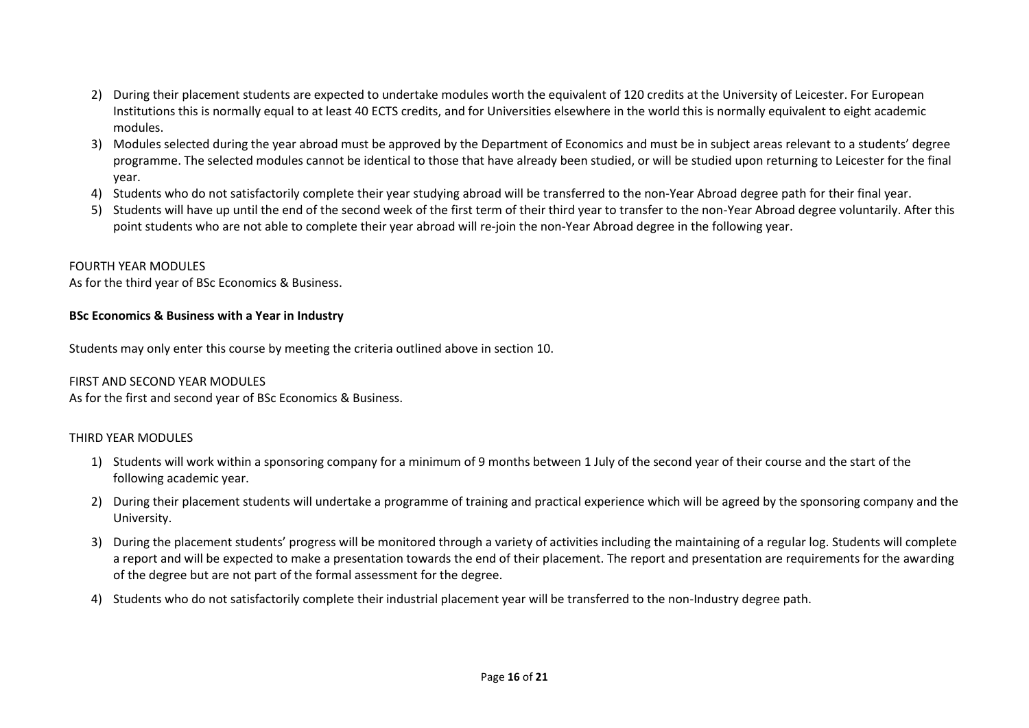2) During their placement students are expected to undertake modules worth the equivalent of 120 credits at the University of Leicester. For European Institutions this is normally equal to at least 40 ECTS credits, and for Universities elsewhere in the world this is normally equivalent to eight academic modules.
3) Modules selected during the year abroad must be approved by the Department of Economics and must be in subject areas relevant to a students' degree programme. The selected modules cannot be identical to those that have already been studied, or will be studied upon returning to Leicester for the final year.
4) Students who do not satisfactorily complete their year studying abroad will be transferred to the non-Year Abroad degree path for their final year.
5) Students will have up until the end of the second week of the first term of their third year to transfer to the non-Year Abroad degree voluntarily. After this point students who are not able to complete their year abroad will re-join the non-Year Abroad degree in the following year.

FOURTH YEAR MODULES

As for the third year of BSc Economics & Business.

**BSc Economics & Business with a Year in Industry**

Students may only enter this course by meeting the criteria outlined above in section 10.

FIRST AND SECOND YEAR MODULES

As for the first and second year of BSc Economics & Business.

THIRD YEAR MODULES

1) Students will work within a sponsoring company for a minimum of 9 months between 1 July of the second year of their course and the start of the following academic year.
2) During their placement students will undertake a programme of training and practical experience which will be agreed by the sponsoring company and the University.
3) During the placement students' progress will be monitored through a variety of activities including the maintaining of a regular log. Students will complete a report and will be expected to make a presentation towards the end of their placement. The report and presentation are requirements for the awarding of the degree but are not part of the formal assessment for the degree.
4) Students who do not satisfactorily complete their industrial placement year will be transferred to the non-Industry degree path.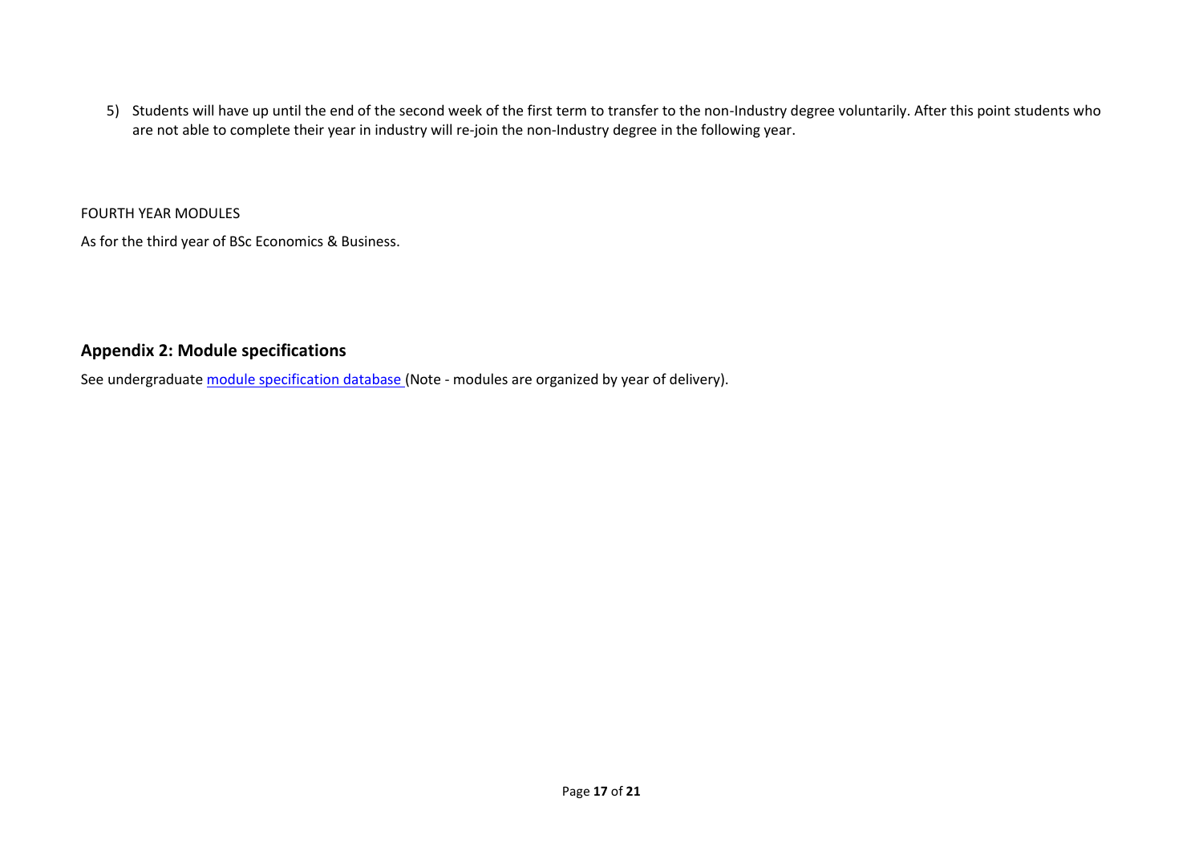5) Students will have up until the end of the second week of the first term to transfer to the non-Industry degree voluntarily. After this point students who are not able to complete their year in industry will re-join the non-Industry degree in the following year.

FOURTH YEAR MODULES

As for the third year of BSc Economics & Business.

## Appendix 2: Module specifications

See undergraduate module specification database (Note - modules are organized by year of delivery).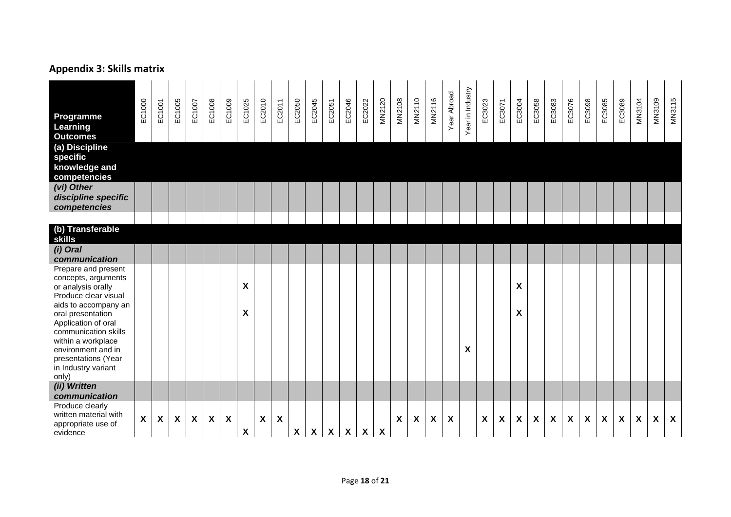## Appendix 3: Skills matrix

| Programme Learning Outcomes | EC1000 | EC1001 | EC1005 | EC1007 | EC1008 | EC1009 | EC1025 | EC2010 | EC2011 | EC2050 | EC2045 | EC2051 | EC2046 | EC2022 | MN2120 | MN2108 | MN2110 | MN2116 | Year Abroad | Year in Industry | EC3023 | EC3071 | EC3004 | EC3058 | EC3083 | EC3076 | EC3098 | EC3085 | EC3089 | MN3104 | MN3109 | MN3115 |
|---|---|---|---|---|---|---|---|---|---|---|---|---|---|---|---|---|---|---|---|---|---|---|---|---|---|---|---|---|---|---|---|---|
| **(a) Discipline specific knowledge and competencies** | | | | | | | | | | | | | | | | | | | | | | | | | | | | | | | | |
| ***(vi) Other discipline specific competencies*** | | | | | | | | | | | | | | | | | | | | | | | | | | | | | | | | |
| | | | | | | | | | | | | | | | | | | | | | | | | | | | | | | | | |
| **(b) Transferable skills** | | | | | | | | | | | | | | | | | | | | | | | | | | | | | | | | |
| ***(i) Oral communication*** | | | | | | | | | | | | | | | | | | | | | | | | | | | | | | | | |
| Prepare and present concepts, arguments or analysis orally | | | | | | | X | | | | | | | | | | | | | | | | X | | | | | | | | | |
| Produce clear visual aids to accompany an oral presentation | | | | | | | X | | | | | | | | | | | | | | | | X | | | | | | | | | |
| Application of oral communication skills within a workplace environment and in presentations (Year in Industry variant only) | | | | | | | | | | | | | | | | | | | | X | | | | | | | | | | | | |
| ***(ii) Written communication*** | | | | | | | | | | | | | | | | | | | | | | | | | | | | | | | | |
| Produce clearly written material with appropriate use of evidence | X | X | X | X | X | X | X | X | X | X | X | X | X | X | X | X | X | X | X | | X | X | X | X | X | X | X | X | X | X | X | X |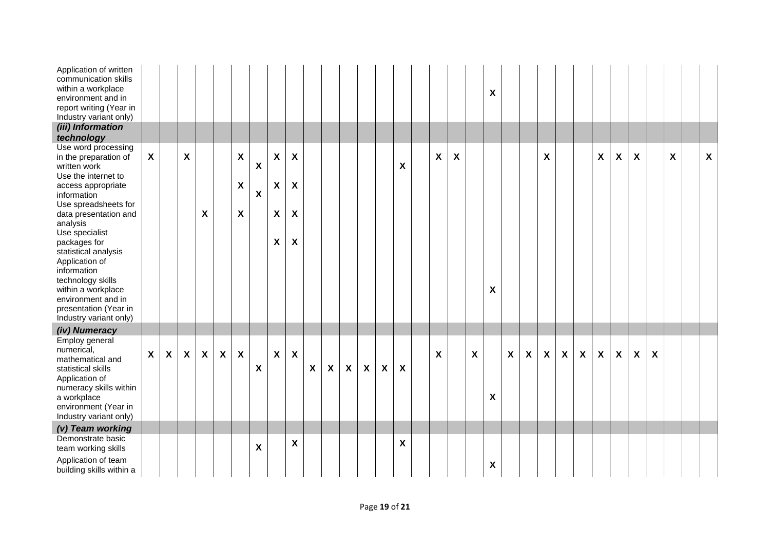| | | | | | | | | | | | | | | | | | | | | | | | | | | | | | | | | |
|---|---|---|---|---|---|---|---|---|---|---|---|---|---|---|---|---|---|---|---|---|---|---|---|---|---|---|---|---|---|---|---|---|
| Application of written communication skills within a workplace environment and in report writing (Year in Industry variant only) | | | | | | | | | | | | | | | | | | | | X | | | | | | | | | | | | |
| ***(iii) Information technology*** | | | | | | | | | | | | | | | | | | | | | | | | | | | | | | | | |
| Use word processing in the preparation of written work | X | | X | | | X | X | X | X | | | | | | X | | X | X | | | | | X | | | X | X | X | | X | | X |
| Use the internet to access appropriate information | | | | | | X | X | X | X | | | | | | | | | | | | | | | | | | | | | | | |
| Use spreadsheets for data presentation and analysis | | | | X | | X | | X | X | | | | | | | | | | | | | | | | | | | | | | | |
| Use specialist packages for statistical analysis | | | | | | | | X | X | | | | | | | | | | | | | | | | | | | | | | | |
| Application of information technology skills within a workplace environment and in presentation (Year in Industry variant only) | | | | | | | | | | | | | | | | | | | | X | | | | | | | | | | | | |
| ***(iv) Numeracy*** | | | | | | | | | | | | | | | | | | | | | | | | | | | | | | | | |
| Employ general numerical, mathematical and statistical skills | X | X | X | X | X | X | X | X | X | X | X | X | X | X | X | | X | | X | | X | X | X | X | X | X | X | X | X | | | |
| Application of numeracy skills within a workplace environment (Year in Industry variant only) | | | | | | | | | | | | | | | | | | | | X | | | | | | | | | | | | |
| ***(v) Team working*** | | | | | | | | | | | | | | | | | | | | | | | | | | | | | | | | |
| Demonstrate basic team working skills | | | | | | | X | | X | | | | | | X | | | | | | | | | | | | | | | | | |
| Application of team building skills within a | | | | | | | | | | | | | | | | | | | | X | | | | | | | | | | | | |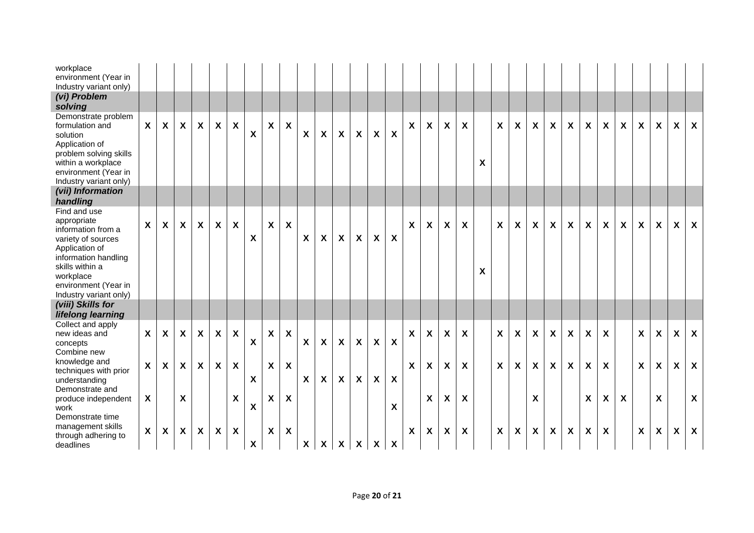| | | | | | | | | | | | | | | | | | | | | | | | | | | | | | | | | |
|---|---|---|---|---|---|---|---|---|---|---|---|---|---|---|---|---|---|---|---|---|---|---|---|---|---|---|---|---|---|---|---|---|
| workplace environment (Year in Industry variant only) | | | | | | | | | | | | | | | | | | | | | | | | | | | | | | | | |
| ***(vi) Problem solving*** | | | | | | | | | | | | | | | | | | | | | | | | | | | | | | | | |
| Demonstrate problem formulation and solution | X | X | X | X | X | X | X | X | X | X | X | X | X | X | X | X | X | X | X | | X | X | X | X | X | X | X | X | X | X | X | X |
| Application of problem solving skills within a workplace environment (Year in Industry variant only) | | | | | | | | | | | | | | | | | | | | X | | | | | | | | | | | | |
| ***(vii) Information handling*** | | | | | | | | | | | | | | | | | | | | | | | | | | | | | | | | |
| Find and use appropriate information from a variety of sources | X | X | X | X | X | X | X | X | X | X | X | X | X | X | X | X | X | X | X | | X | X | X | X | X | X | X | X | X | X | X | X |
| Application of information handling skills within a workplace environment (Year in Industry variant only) | | | | | | | | | | | | | | | | | | | | X | | | | | | | | | | | | |
| ***(viii) Skills for lifelong learning*** | | | | | | | | | | | | | | | | | | | | | | | | | | | | | | | | |
| Collect and apply new ideas and concepts | X | X | X | X | X | X | X | X | X | X | X | X | X | X | X | X | X | X | X | | X | X | X | X | X | X | X | | X | X | X | X |
| Combine new knowledge and techniques with prior understanding | X | X | X | X | X | X | X | X | X | X | X | X | X | X | X | X | X | X | X | | X | X | X | X | X | X | X | | X | X | X | X |
| Demonstrate and produce independent work | X | | X | | | X | X | X | X | | | | | | X | | X | X | X | | | | X | | | X | X | X | | X | | X |
| Demonstrate time management skills through adhering to deadlines | X | X | X | X | X | X | X | X | X | X | X | X | X | X | X | X | X | X | X | | X | X | X | X | X | X | X | | X | X | X | X |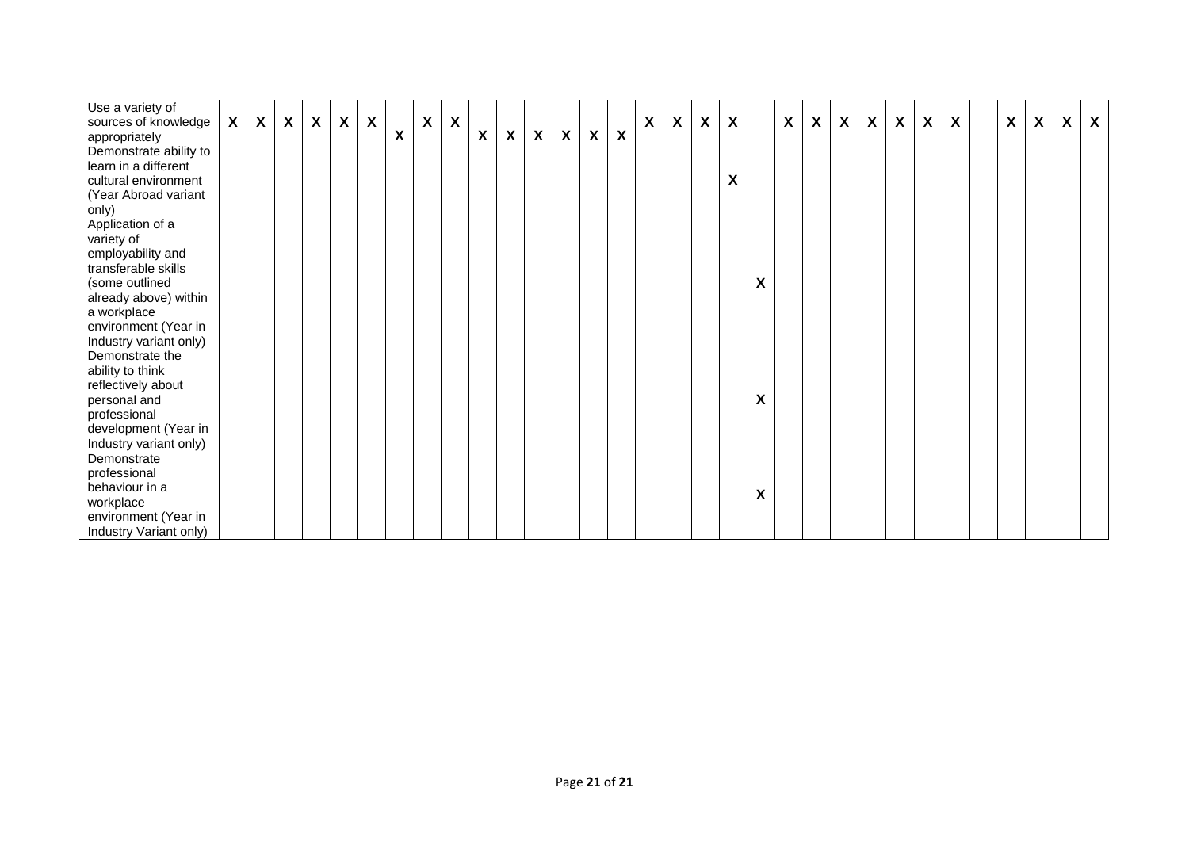| | | | | | | | | | | | | | | | | | | | | | | | | | | | | | | | | |
|---|---|---|---|---|---|---|---|---|---|---|---|---|---|---|---|---|---|---|---|---|---|---|---|---|---|---|---|---|---|---|---|---|
| Use a variety of sources of knowledge appropriately | X | X | X | X | X | X | X | X | X | X | X | X | X | X | X | X | X | X | X | | X | X | X | X | X | X | X | | X | X | X | X |
| Demonstrate ability to learn in a different cultural environment (Year Abroad variant only) | | | | | | | | | | | | | | | | | | | X | | | | | | | | | | | | | |
| Application of a variety of employability and transferable skills (some outlined already above) within a workplace environment (Year in Industry variant only) | | | | | | | | | | | | | | | | | | | | X | | | | | | | | | | | | |
| Demonstrate the ability to think reflectively about personal and professional development (Year in Industry variant only) | | | | | | | | | | | | | | | | | | | | X | | | | | | | | | | | | |
| Demonstrate professional behaviour in a workplace environment (Year in Industry Variant only) | | | | | | | | | | | | | | | | | | | | X | | | | | | | | | | | | |